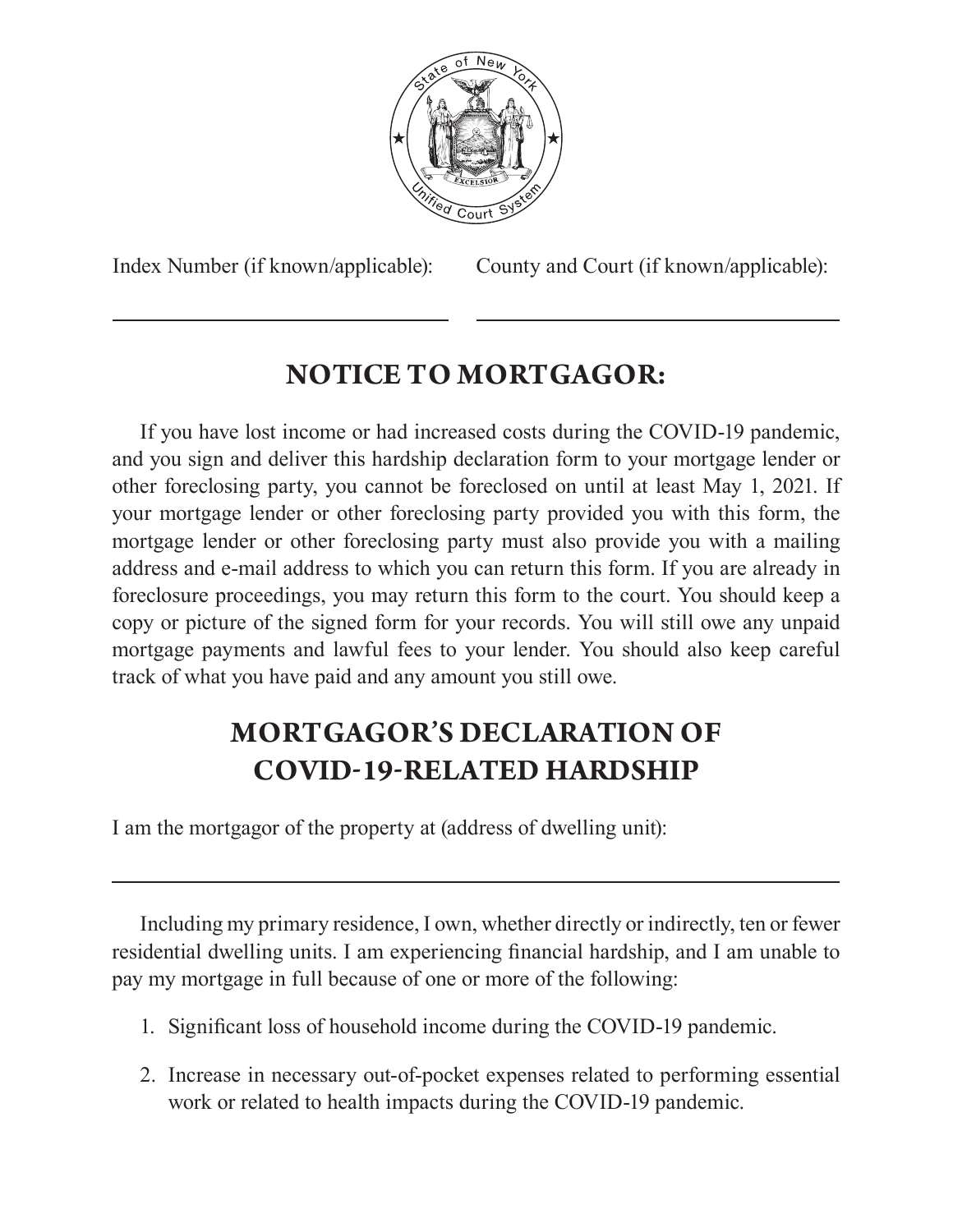Index Number (if known/applicable): \_\_\_\_\_\_\_\_\_\_\_\_\_\_\_\_\_\_\_\_

County and Court (if known/applicable): \_\_\_\_\_\_\_\_\_\_\_\_\_\_\_\_\_\_\_\_

## NOTICE TO MORTGAGOR:

If you have lost income or had increased costs during the COVID-19 pandemic, and you sign and deliver this hardship declaration form to your mortgage lender or other foreclosing party, you cannot be foreclosed on until at least May 1, 2021. If your mortgage lender or other foreclosing party provided you with this form, the mortgage lender or other foreclosing party must also provide you with a mailing address and e-mail address to which you can return this form. If you are already in foreclosure proceedings, you may return this form to the court. You should keep a copy or picture of the signed form for your records. You will still owe any unpaid mortgage payments and lawful fees to your lender. You should also keep careful track of what you have paid and any amount you still owe.

## MORTGAGOR'S DECLARATION OF COVID-19-RELATED HARDSHIP

I am the mortgagor of the property at (address of dwelling unit):

\_\_\_\_\_\_\_\_\_\_\_\_\_\_\_\_\_\_\_\_\_\_\_\_\_\_\_\_\_\_\_\_\_\_\_\_\_\_\_\_

Including my primary residence, I own, whether directly or indirectly, ten or fewer residential dwelling units. I am experiencing financial hardship, and I am unable to pay my mortgage in full because of one or more of the following:

1. Significant loss of household income during the COVID-19 pandemic.
2. Increase in necessary out-of-pocket expenses related to performing essential work or related to health impacts during the COVID-19 pandemic.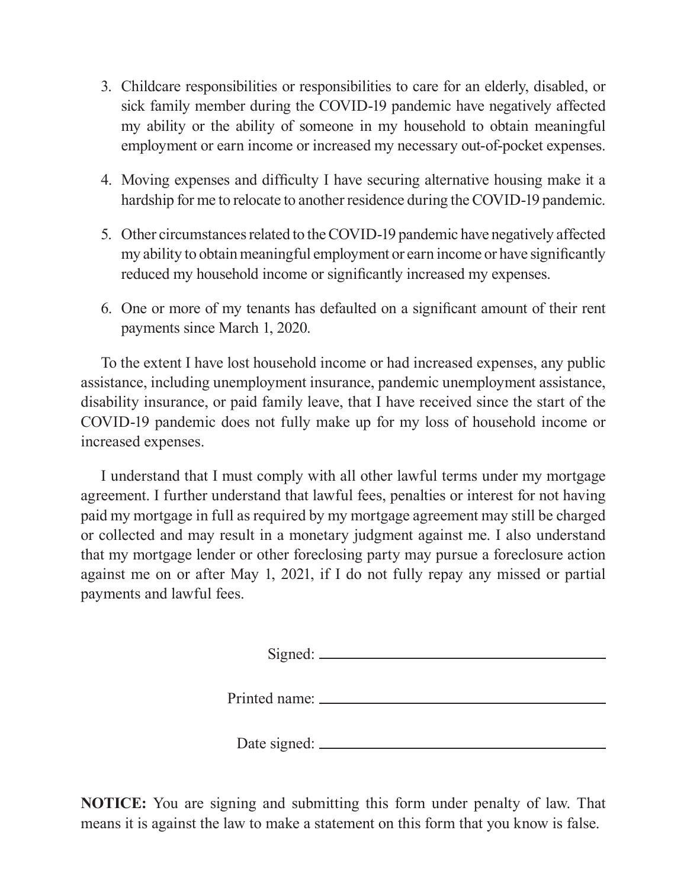3. Childcare responsibilities or responsibilities to care for an elderly, disabled, or sick family member during the COVID-19 pandemic have negatively affected my ability or the ability of someone in my household to obtain meaningful employment or earn income or increased my necessary out-of-pocket expenses.

4. Moving expenses and difficulty I have securing alternative housing make it a hardship for me to relocate to another residence during the COVID-19 pandemic.

5. Other circumstances related to the COVID-19 pandemic have negatively affected my ability to obtain meaningful employment or earn income or have significantly reduced my household income or significantly increased my expenses.

6. One or more of my tenants has defaulted on a significant amount of their rent payments since March 1, 2020.

To the extent I have lost household income or had increased expenses, any public assistance, including unemployment insurance, pandemic unemployment assistance, disability insurance, or paid family leave, that I have received since the start of the COVID-19 pandemic does not fully make up for my loss of household income or increased expenses.

I understand that I must comply with all other lawful terms under my mortgage agreement. I further understand that lawful fees, penalties or interest for not having paid my mortgage in full as required by my mortgage agreement may still be charged or collected and may result in a monetary judgment against me. I also understand that my mortgage lender or other foreclosing party may pursue a foreclosure action against me on or after May 1, 2021, if I do not fully repay any missed or partial payments and lawful fees.

Signed: ______________________________

Printed name: ______________________________

Date signed: ______________________________

**NOTICE:** You are signing and submitting this form under penalty of law. That means it is against the law to make a statement on this form that you know is false.